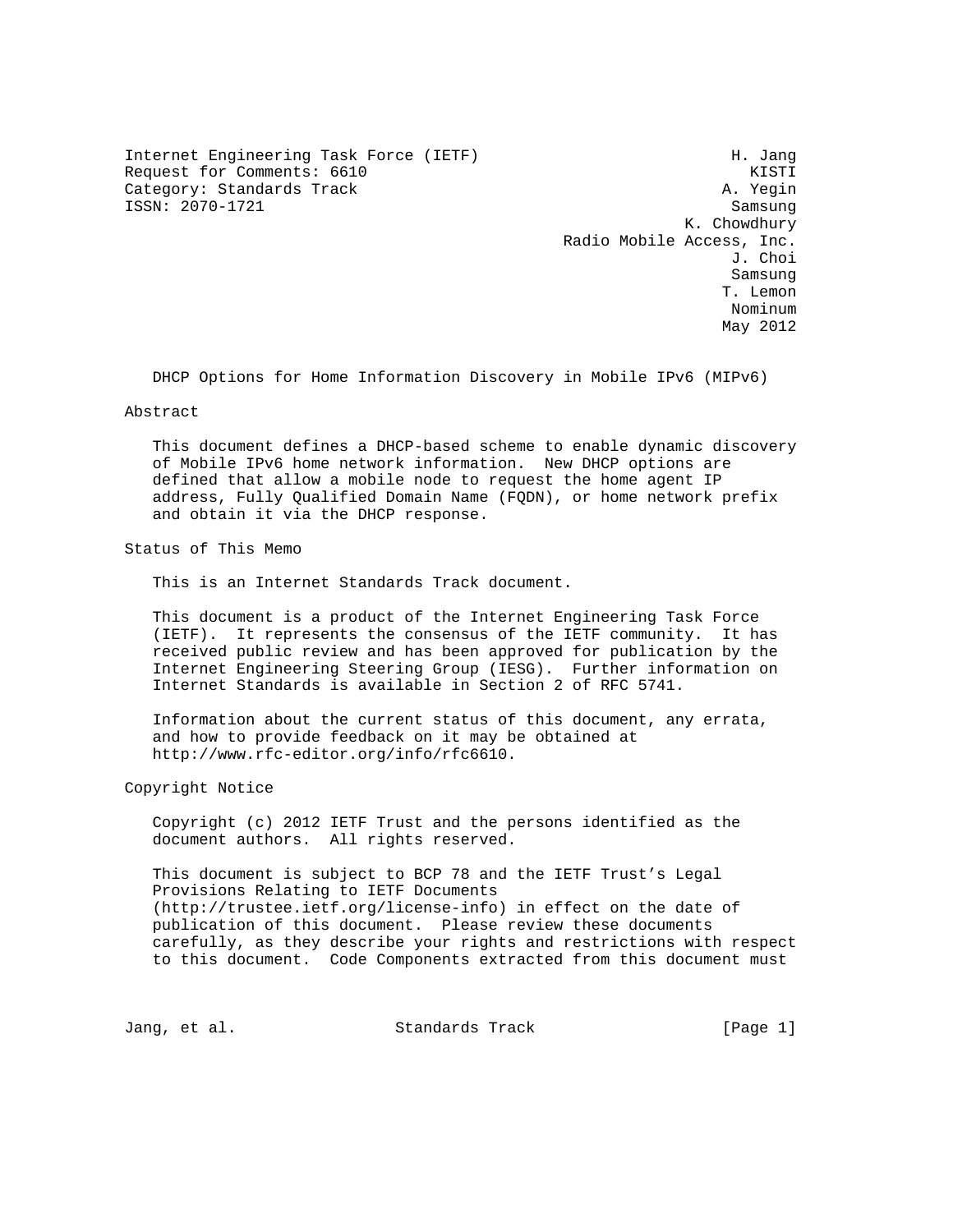Internet Engineering Task Force (IETF)  
Request for Comments: 6610  
Category: Standards Track  
ISSN: 2070-1721

H. Jang  
KISTI  
A. Yegin  
Samsung  
K. Chowdhury  
Radio Mobile Access, Inc.  
J. Choi  
Samsung  
T. Lemon  
Nominum  
May 2012

# DHCP Options for Home Information Discovery in Mobile IPv6 (MIPv6)

## Abstract

This document defines a DHCP-based scheme to enable dynamic discovery of Mobile IPv6 home network information. New DHCP options are defined that allow a mobile node to request the home agent IP address, Fully Qualified Domain Name (FQDN), or home network prefix and obtain it via the DHCP response.

## Status of This Memo

This is an Internet Standards Track document.

This document is a product of the Internet Engineering Task Force (IETF). It represents the consensus of the IETF community. It has received public review and has been approved for publication by the Internet Engineering Steering Group (IESG). Further information on Internet Standards is available in Section 2 of RFC 5741.

Information about the current status of this document, any errata, and how to provide feedback on it may be obtained at http://www.rfc-editor.org/info/rfc6610.

## Copyright Notice

Copyright (c) 2012 IETF Trust and the persons identified as the document authors. All rights reserved.

This document is subject to BCP 78 and the IETF Trust's Legal Provisions Relating to IETF Documents (http://trustee.ietf.org/license-info) in effect on the date of publication of this document. Please review these documents carefully, as they describe your rights and restrictions with respect to this document. Code Components extracted from this document must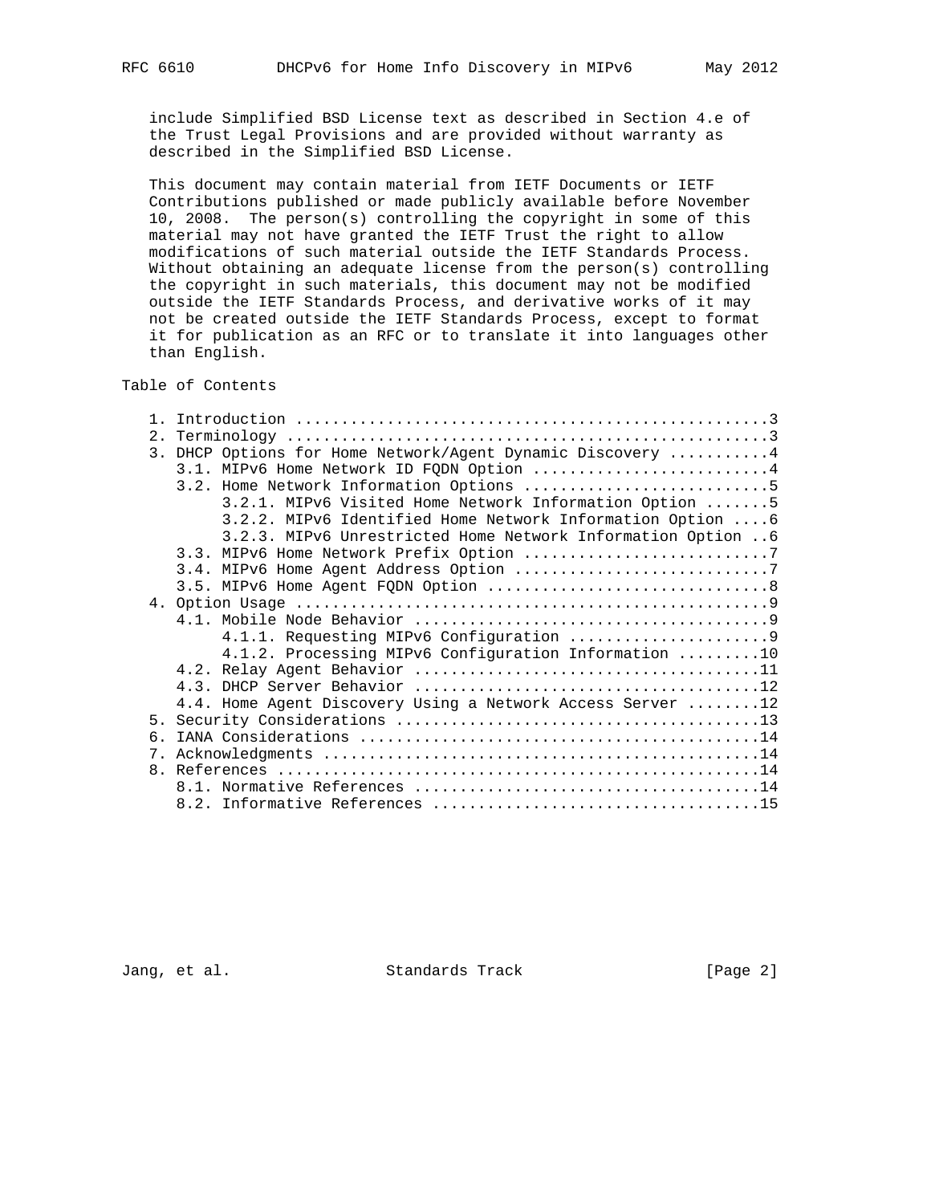include Simplified BSD License text as described in Section 4.e of the Trust Legal Provisions and are provided without warranty as described in the Simplified BSD License.

This document may contain material from IETF Documents or IETF Contributions published or made publicly available before November 10, 2008. The person(s) controlling the copyright in some of this material may not have granted the IETF Trust the right to allow modifications of such material outside the IETF Standards Process. Without obtaining an adequate license from the person(s) controlling the copyright in such materials, this document may not be modified outside the IETF Standards Process, and derivative works of it may not be created outside the IETF Standards Process, except to format it for publication as an RFC or to translate it into languages other than English.

Table of Contents

```
   1. Introduction ....................................................3
   2. Terminology .....................................................3
   3. DHCP Options for Home Network/Agent Dynamic Discovery ...........4
      3.1. MIPv6 Home Network ID FQDN Option ..........................4
      3.2. Home Network Information Options ...........................5
           3.2.1. MIPv6 Visited Home Network Information Option .......5
           3.2.2. MIPv6 Identified Home Network Information Option ....6
           3.2.3. MIPv6 Unrestricted Home Network Information Option ..6
      3.3. MIPv6 Home Network Prefix Option ...........................7
      3.4. MIPv6 Home Agent Address Option ............................7
      3.5. MIPv6 Home Agent FQDN Option ...............................8
   4. Option Usage ....................................................9
      4.1. Mobile Node Behavior .......................................9
           4.1.1. Requesting MIPv6 Configuration ......................9
           4.1.2. Processing MIPv6 Configuration Information .........10
      4.2. Relay Agent Behavior ......................................11
      4.3. DHCP Server Behavior ......................................12
      4.4. Home Agent Discovery Using a Network Access Server ........12
   5. Security Considerations ........................................13
   6. IANA Considerations ............................................14
   7. Acknowledgments ................................................14
   8. References .....................................................14
      8.1. Normative References ......................................14
      8.2. Informative References ....................................15
```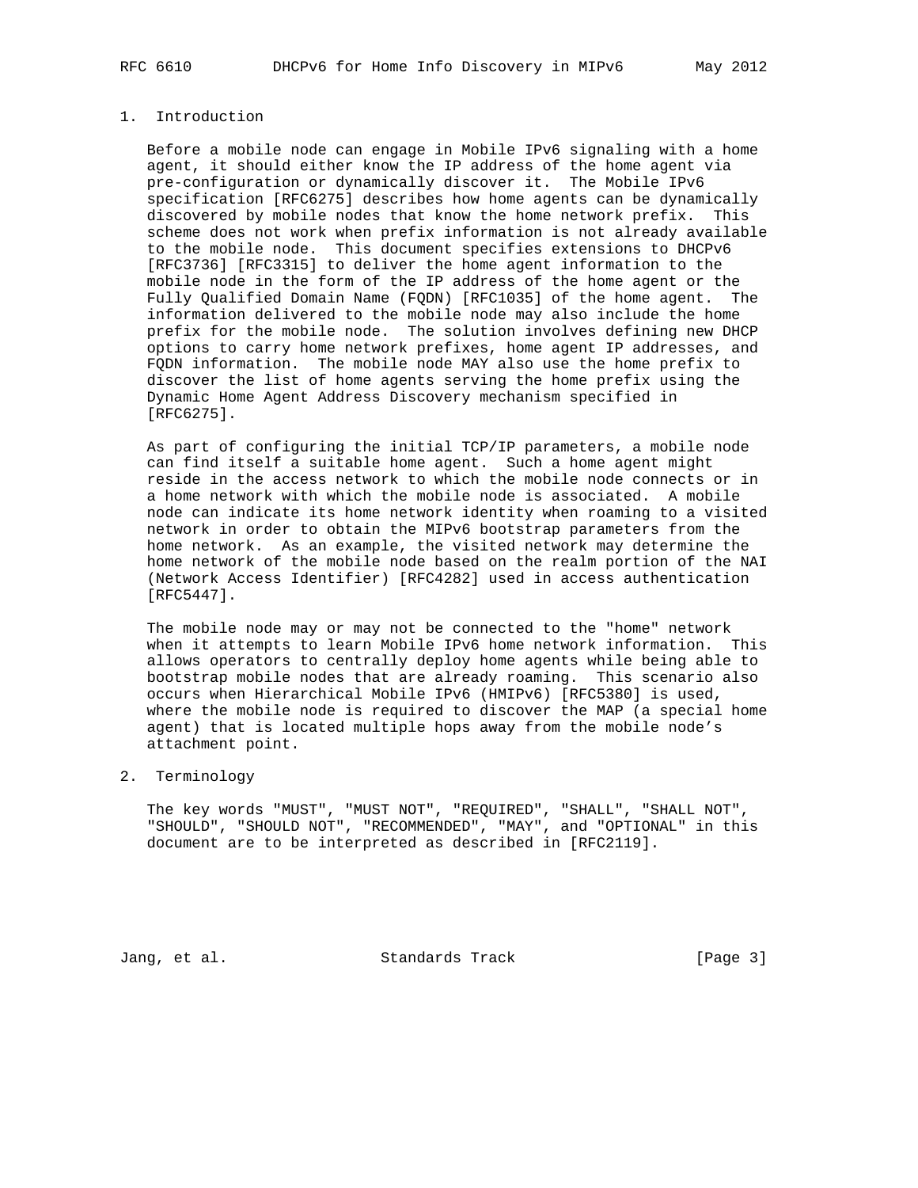## 1. Introduction

Before a mobile node can engage in Mobile IPv6 signaling with a home agent, it should either know the IP address of the home agent via pre-configuration or dynamically discover it. The Mobile IPv6 specification [RFC6275] describes how home agents can be dynamically discovered by mobile nodes that know the home network prefix. This scheme does not work when prefix information is not already available to the mobile node. This document specifies extensions to DHCPv6 [RFC3736] [RFC3315] to deliver the home agent information to the mobile node in the form of the IP address of the home agent or the Fully Qualified Domain Name (FQDN) [RFC1035] of the home agent. The information delivered to the mobile node may also include the home prefix for the mobile node. The solution involves defining new DHCP options to carry home network prefixes, home agent IP addresses, and FQDN information. The mobile node MAY also use the home prefix to discover the list of home agents serving the home prefix using the Dynamic Home Agent Address Discovery mechanism specified in [RFC6275].

As part of configuring the initial TCP/IP parameters, a mobile node can find itself a suitable home agent. Such a home agent might reside in the access network to which the mobile node connects or in a home network with which the mobile node is associated. A mobile node can indicate its home network identity when roaming to a visited network in order to obtain the MIPv6 bootstrap parameters from the home network. As an example, the visited network may determine the home network of the mobile node based on the realm portion of the NAI (Network Access Identifier) [RFC4282] used in access authentication [RFC5447].

The mobile node may or may not be connected to the "home" network when it attempts to learn Mobile IPv6 home network information. This allows operators to centrally deploy home agents while being able to bootstrap mobile nodes that are already roaming. This scenario also occurs when Hierarchical Mobile IPv6 (HMIPv6) [RFC5380] is used, where the mobile node is required to discover the MAP (a special home agent) that is located multiple hops away from the mobile node's attachment point.

## 2. Terminology

The key words "MUST", "MUST NOT", "REQUIRED", "SHALL", "SHALL NOT", "SHOULD", "SHOULD NOT", "RECOMMENDED", "MAY", and "OPTIONAL" in this document are to be interpreted as described in [RFC2119].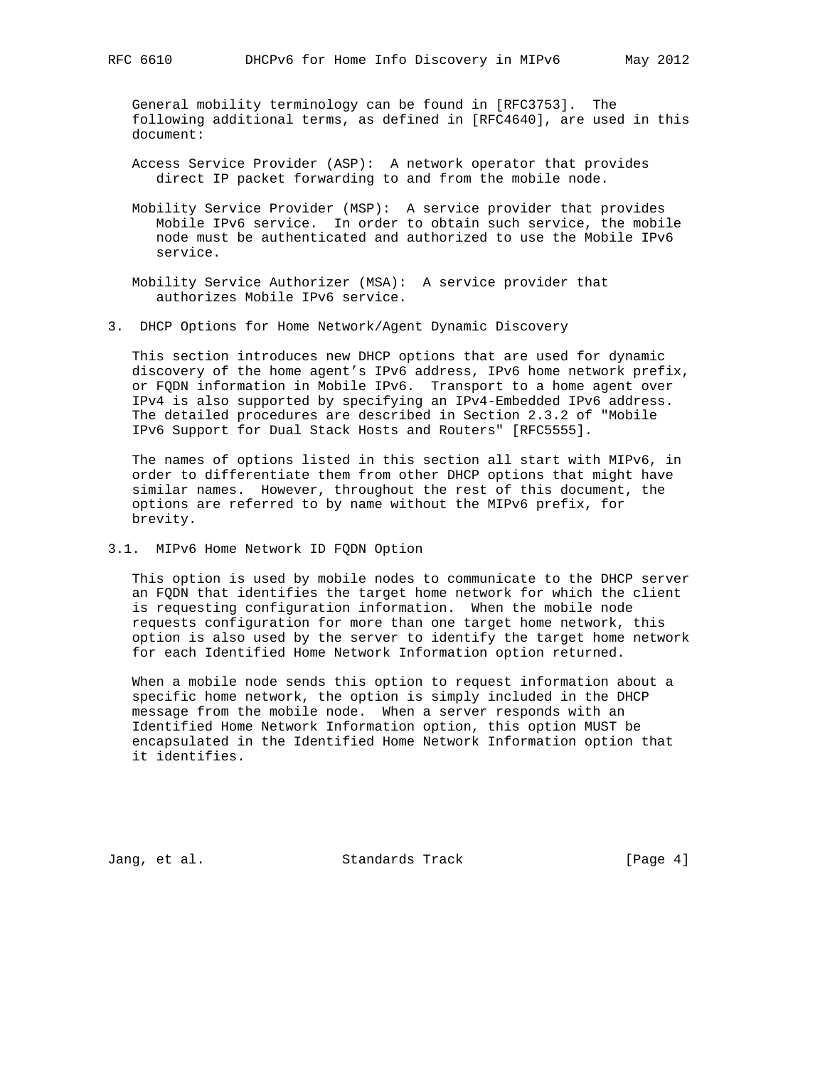General mobility terminology can be found in [RFC3753]. The following additional terms, as defined in [RFC4640], are used in this document:

Access Service Provider (ASP): A network operator that provides direct IP packet forwarding to and from the mobile node.

Mobility Service Provider (MSP): A service provider that provides Mobile IPv6 service. In order to obtain such service, the mobile node must be authenticated and authorized to use the Mobile IPv6 service.

Mobility Service Authorizer (MSA): A service provider that authorizes Mobile IPv6 service.

## 3. DHCP Options for Home Network/Agent Dynamic Discovery

This section introduces new DHCP options that are used for dynamic discovery of the home agent's IPv6 address, IPv6 home network prefix, or FQDN information in Mobile IPv6. Transport to a home agent over IPv4 is also supported by specifying an IPv4-Embedded IPv6 address. The detailed procedures are described in Section 2.3.2 of "Mobile IPv6 Support for Dual Stack Hosts and Routers" [RFC5555].

The names of options listed in this section all start with MIPv6, in order to differentiate them from other DHCP options that might have similar names. However, throughout the rest of this document, the options are referred to by name without the MIPv6 prefix, for brevity.

### 3.1. MIPv6 Home Network ID FQDN Option

This option is used by mobile nodes to communicate to the DHCP server an FQDN that identifies the target home network for which the client is requesting configuration information. When the mobile node requests configuration for more than one target home network, this option is also used by the server to identify the target home network for each Identified Home Network Information option returned.

When a mobile node sends this option to request information about a specific home network, the option is simply included in the DHCP message from the mobile node. When a server responds with an Identified Home Network Information option, this option MUST be encapsulated in the Identified Home Network Information option that it identifies.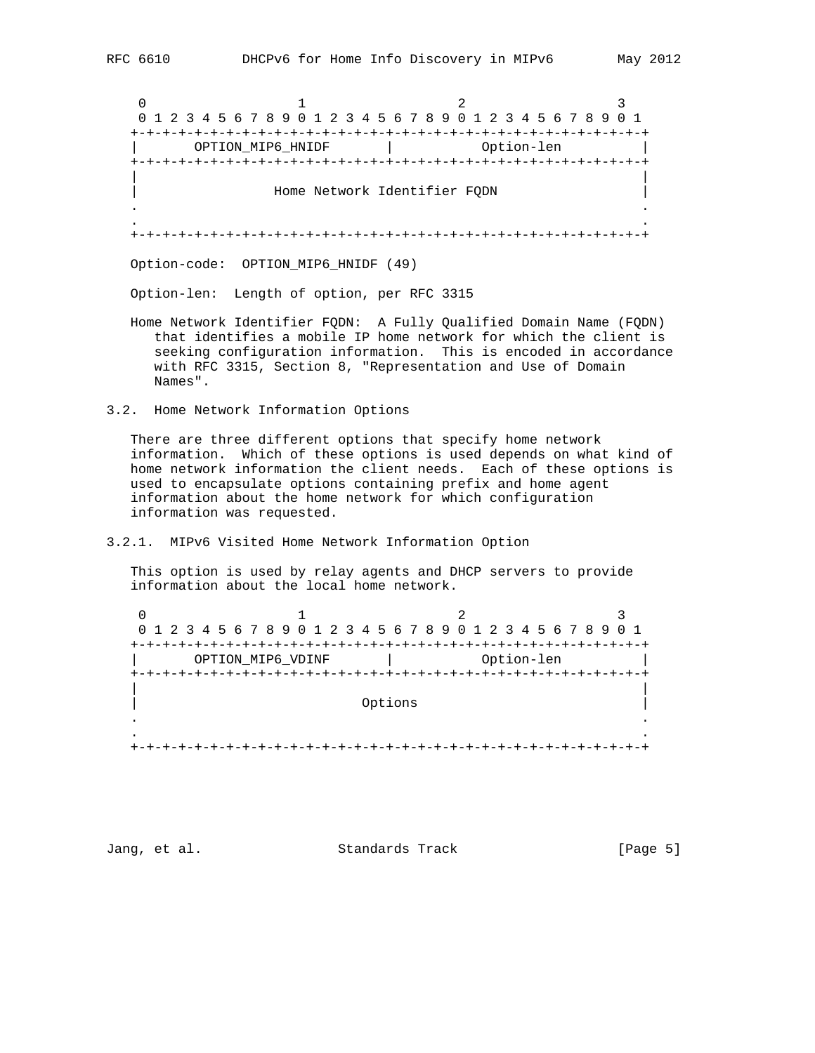```
     0                   1                   2                   3
     0 1 2 3 4 5 6 7 8 9 0 1 2 3 4 5 6 7 8 9 0 1 2 3 4 5 6 7 8 9 0 1
    +-+-+-+-+-+-+-+-+-+-+-+-+-+-+-+-+-+-+-+-+-+-+-+-+-+-+-+-+-+-+-+-+
    |       OPTION_MIP6_HNIDF       |          Option-len           |
    +-+-+-+-+-+-+-+-+-+-+-+-+-+-+-+-+-+-+-+-+-+-+-+-+-+-+-+-+-+-+-+-+
    |                                                               |
    |                 Home Network Identifier FQDN                  |
    .                                                               .
    .                                                               .
    +-+-+-+-+-+-+-+-+-+-+-+-+-+-+-+-+-+-+-+-+-+-+-+-+-+-+-+-+-+-+-+-+
```

Option-code: OPTION_MIP6_HNIDF (49)

Option-len: Length of option, per RFC 3315

Home Network Identifier FQDN: A Fully Qualified Domain Name (FQDN) that identifies a mobile IP home network for which the client is seeking configuration information. This is encoded in accordance with RFC 3315, Section 8, "Representation and Use of Domain Names".

### 3.2. Home Network Information Options

There are three different options that specify home network information. Which of these options is used depends on what kind of home network information the client needs. Each of these options is used to encapsulate options containing prefix and home agent information about the home network for which configuration information was requested.

#### 3.2.1. MIPv6 Visited Home Network Information Option

This option is used by relay agents and DHCP servers to provide information about the local home network.

```
     0                   1                   2                   3
     0 1 2 3 4 5 6 7 8 9 0 1 2 3 4 5 6 7 8 9 0 1 2 3 4 5 6 7 8 9 0 1
    +-+-+-+-+-+-+-+-+-+-+-+-+-+-+-+-+-+-+-+-+-+-+-+-+-+-+-+-+-+-+-+-+
    |       OPTION_MIP6_VDINF       |          Option-len           |
    +-+-+-+-+-+-+-+-+-+-+-+-+-+-+-+-+-+-+-+-+-+-+-+-+-+-+-+-+-+-+-+-+
    |                                                               |
    |                            Options                            |
    .                                                               .
    .                                                               .
    +-+-+-+-+-+-+-+-+-+-+-+-+-+-+-+-+-+-+-+-+-+-+-+-+-+-+-+-+-+-+-+-+
```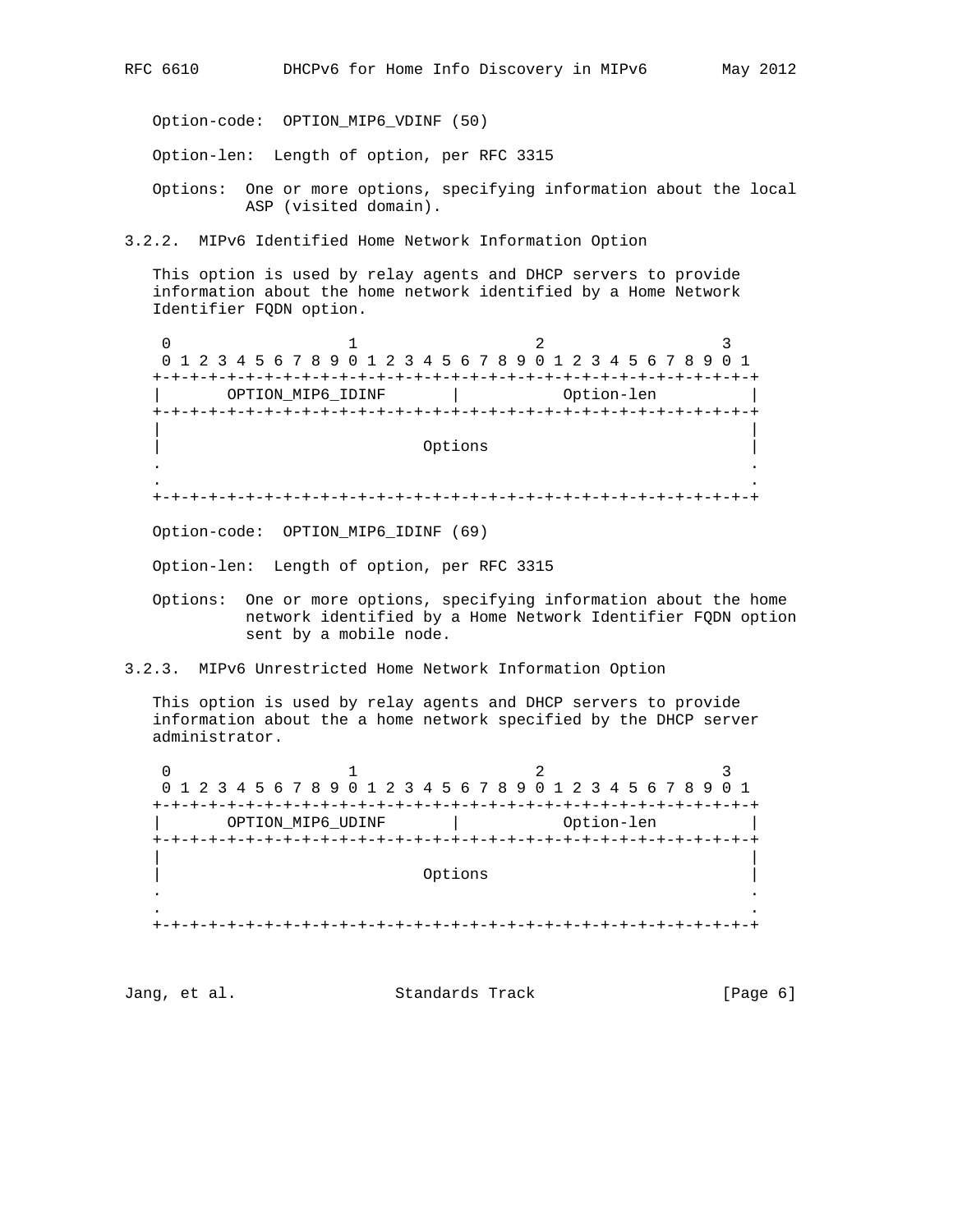Option-code:  OPTION_MIP6_VDINF (50)

Option-len:  Length of option, per RFC 3315

Options:  One or more options, specifying information about the local ASP (visited domain).

### 3.2.2. MIPv6 Identified Home Network Information Option

This option is used by relay agents and DHCP servers to provide information about the home network identified by a Home Network Identifier FQDN option.

```
 0                   1                   2                   3
 0 1 2 3 4 5 6 7 8 9 0 1 2 3 4 5 6 7 8 9 0 1 2 3 4 5 6 7 8 9 0 1
+-+-+-+-+-+-+-+-+-+-+-+-+-+-+-+-+-+-+-+-+-+-+-+-+-+-+-+-+-+-+-+-+
|       OPTION_MIP6_IDINF       |           Option-len          |
+-+-+-+-+-+-+-+-+-+-+-+-+-+-+-+-+-+-+-+-+-+-+-+-+-+-+-+-+-+-+-+-+
|                                                               |
|                            Options                            |
.                                                               .
.                                                               .
+-+-+-+-+-+-+-+-+-+-+-+-+-+-+-+-+-+-+-+-+-+-+-+-+-+-+-+-+-+-+-+-+
```

Option-code:  OPTION_MIP6_IDINF (69)

Option-len:  Length of option, per RFC 3315

Options:  One or more options, specifying information about the home network identified by a Home Network Identifier FQDN option sent by a mobile node.

### 3.2.3. MIPv6 Unrestricted Home Network Information Option

This option is used by relay agents and DHCP servers to provide information about the a home network specified by the DHCP server administrator.

```
 0                   1                   2                   3
 0 1 2 3 4 5 6 7 8 9 0 1 2 3 4 5 6 7 8 9 0 1 2 3 4 5 6 7 8 9 0 1
+-+-+-+-+-+-+-+-+-+-+-+-+-+-+-+-+-+-+-+-+-+-+-+-+-+-+-+-+-+-+-+-+
|       OPTION_MIP6_UDINF       |           Option-len          |
+-+-+-+-+-+-+-+-+-+-+-+-+-+-+-+-+-+-+-+-+-+-+-+-+-+-+-+-+-+-+-+-+
|                                                               |
|                            Options                            |
.                                                               .
.                                                               .
+-+-+-+-+-+-+-+-+-+-+-+-+-+-+-+-+-+-+-+-+-+-+-+-+-+-+-+-+-+-+-+-+
```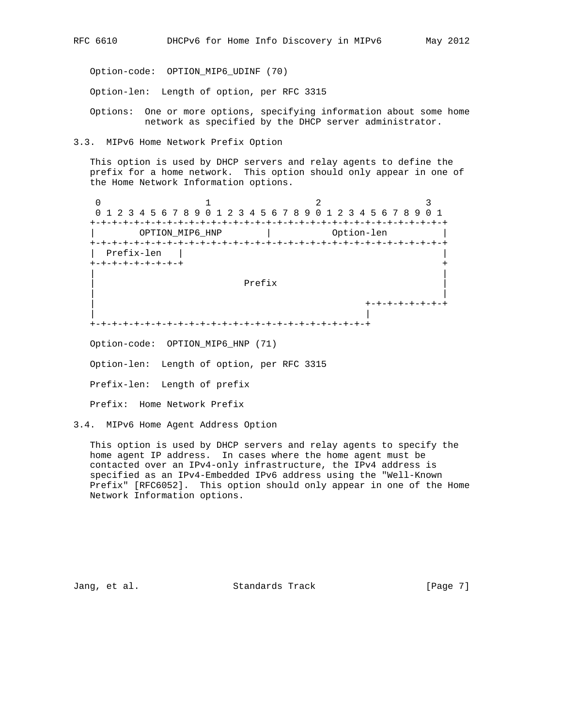Option-code: OPTION_MIP6_UDINF (70)

Option-len: Length of option, per RFC 3315

Options: One or more options, specifying information about some home network as specified by the DHCP server administrator.

### 3.3. MIPv6 Home Network Prefix Option

This option is used by DHCP servers and relay agents to define the prefix for a home network. This option should only appear in one of the Home Network Information options.

```
 0                   1                   2                   3
 0 1 2 3 4 5 6 7 8 9 0 1 2 3 4 5 6 7 8 9 0 1 2 3 4 5 6 7 8 9 0 1
+-+-+-+-+-+-+-+-+-+-+-+-+-+-+-+-+-+-+-+-+-+-+-+-+-+-+-+-+-+-+-+-+
|        OPTION_MIP6_HNP        |           Option-len          |
+-+-+-+-+-+-+-+-+-+-+-+-+-+-+-+-+-+-+-+-+-+-+-+-+-+-+-+-+-+-+-+-+
|  Prefix-len   |                                               |
+-+-+-+-+-+-+-+-+                                               +
|                                                               |
|                            Prefix                             |
|                                                               |
|                                               +-+-+-+-+-+-+-+-+
|                                               |
+-+-+-+-+-+-+-+-+-+-+-+-+-+-+-+-+-+-+-+-+-+-+-+-+
```

Option-code: OPTION_MIP6_HNP (71)

Option-len: Length of option, per RFC 3315

Prefix-len: Length of prefix

Prefix: Home Network Prefix

### 3.4. MIPv6 Home Agent Address Option

This option is used by DHCP servers and relay agents to specify the home agent IP address. In cases where the home agent must be contacted over an IPv4-only infrastructure, the IPv4 address is specified as an IPv4-Embedded IPv6 address using the "Well-Known Prefix" [RFC6052]. This option should only appear in one of the Home Network Information options.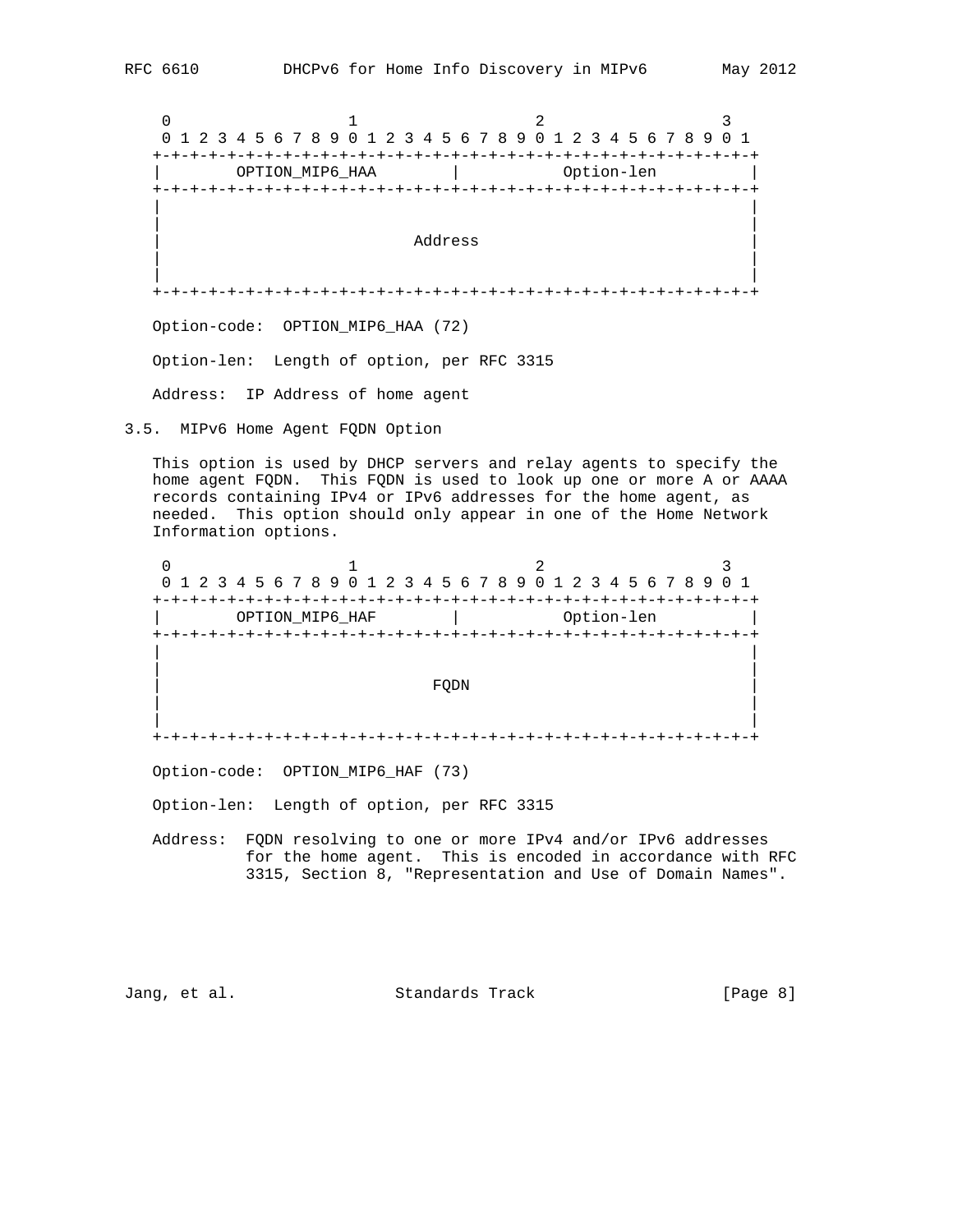```
    0                   1                   2                   3
    0 1 2 3 4 5 6 7 8 9 0 1 2 3 4 5 6 7 8 9 0 1 2 3 4 5 6 7 8 9 0 1
   +-+-+-+-+-+-+-+-+-+-+-+-+-+-+-+-+-+-+-+-+-+-+-+-+-+-+-+-+-+-+-+-+
   |        OPTION_MIP6_HAA        |          Option-len           |
   +-+-+-+-+-+-+-+-+-+-+-+-+-+-+-+-+-+-+-+-+-+-+-+-+-+-+-+-+-+-+-+-+
   |                                                               |
   |                                                               |
   |                            Address                            |
   |                                                               |
   |                                                               |
   +-+-+-+-+-+-+-+-+-+-+-+-+-+-+-+-+-+-+-+-+-+-+-+-+-+-+-+-+-+-+-+-+
```

Option-code: OPTION_MIP6_HAA (72)

Option-len: Length of option, per RFC 3315

Address: IP Address of home agent

### 3.5. MIPv6 Home Agent FQDN Option

This option is used by DHCP servers and relay agents to specify the home agent FQDN. This FQDN is used to look up one or more A or AAAA records containing IPv4 or IPv6 addresses for the home agent, as needed. This option should only appear in one of the Home Network Information options.

```
    0                   1                   2                   3
    0 1 2 3 4 5 6 7 8 9 0 1 2 3 4 5 6 7 8 9 0 1 2 3 4 5 6 7 8 9 0 1
   +-+-+-+-+-+-+-+-+-+-+-+-+-+-+-+-+-+-+-+-+-+-+-+-+-+-+-+-+-+-+-+-+
   |        OPTION_MIP6_HAF        |          Option-len           |
   +-+-+-+-+-+-+-+-+-+-+-+-+-+-+-+-+-+-+-+-+-+-+-+-+-+-+-+-+-+-+-+-+
   |                                                               |
   |                                                               |
   |                              FQDN                             |
   |                                                               |
   |                                                               |
   +-+-+-+-+-+-+-+-+-+-+-+-+-+-+-+-+-+-+-+-+-+-+-+-+-+-+-+-+-+-+-+-+
```

Option-code: OPTION_MIP6_HAF (73)

Option-len: Length of option, per RFC 3315

Address: FQDN resolving to one or more IPv4 and/or IPv6 addresses for the home agent. This is encoded in accordance with RFC 3315, Section 8, "Representation and Use of Domain Names".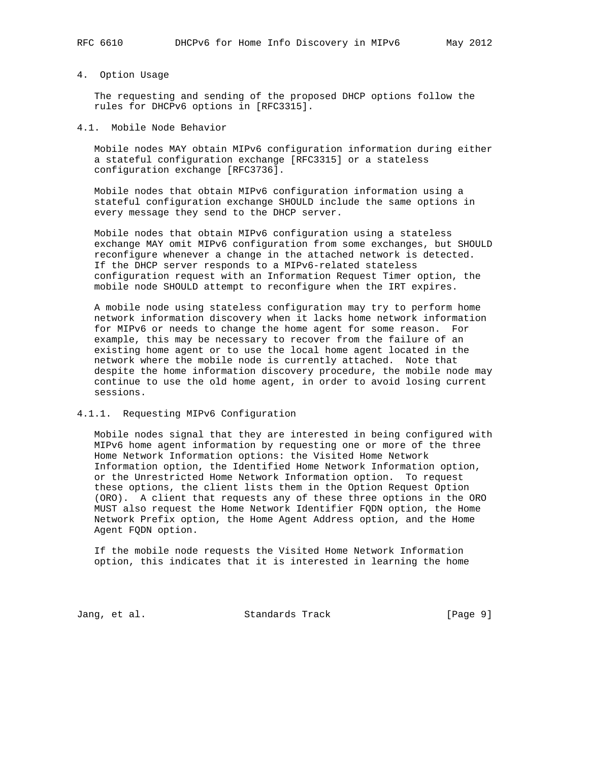## 4. Option Usage

The requesting and sending of the proposed DHCP options follow the rules for DHCPv6 options in [RFC3315].

### 4.1. Mobile Node Behavior

Mobile nodes MAY obtain MIPv6 configuration information during either a stateful configuration exchange [RFC3315] or a stateless configuration exchange [RFC3736].

Mobile nodes that obtain MIPv6 configuration information using a stateful configuration exchange SHOULD include the same options in every message they send to the DHCP server.

Mobile nodes that obtain MIPv6 configuration using a stateless exchange MAY omit MIPv6 configuration from some exchanges, but SHOULD reconfigure whenever a change in the attached network is detected. If the DHCP server responds to a MIPv6-related stateless configuration request with an Information Request Timer option, the mobile node SHOULD attempt to reconfigure when the IRT expires.

A mobile node using stateless configuration may try to perform home network information discovery when it lacks home network information for MIPv6 or needs to change the home agent for some reason. For example, this may be necessary to recover from the failure of an existing home agent or to use the local home agent located in the network where the mobile node is currently attached. Note that despite the home information discovery procedure, the mobile node may continue to use the old home agent, in order to avoid losing current sessions.

#### 4.1.1. Requesting MIPv6 Configuration

Mobile nodes signal that they are interested in being configured with MIPv6 home agent information by requesting one or more of the three Home Network Information options: the Visited Home Network Information option, the Identified Home Network Information option, or the Unrestricted Home Network Information option. To request these options, the client lists them in the Option Request Option (ORO). A client that requests any of these three options in the ORO MUST also request the Home Network Identifier FQDN option, the Home Network Prefix option, the Home Agent Address option, and the Home Agent FQDN option.

If the mobile node requests the Visited Home Network Information option, this indicates that it is interested in learning the home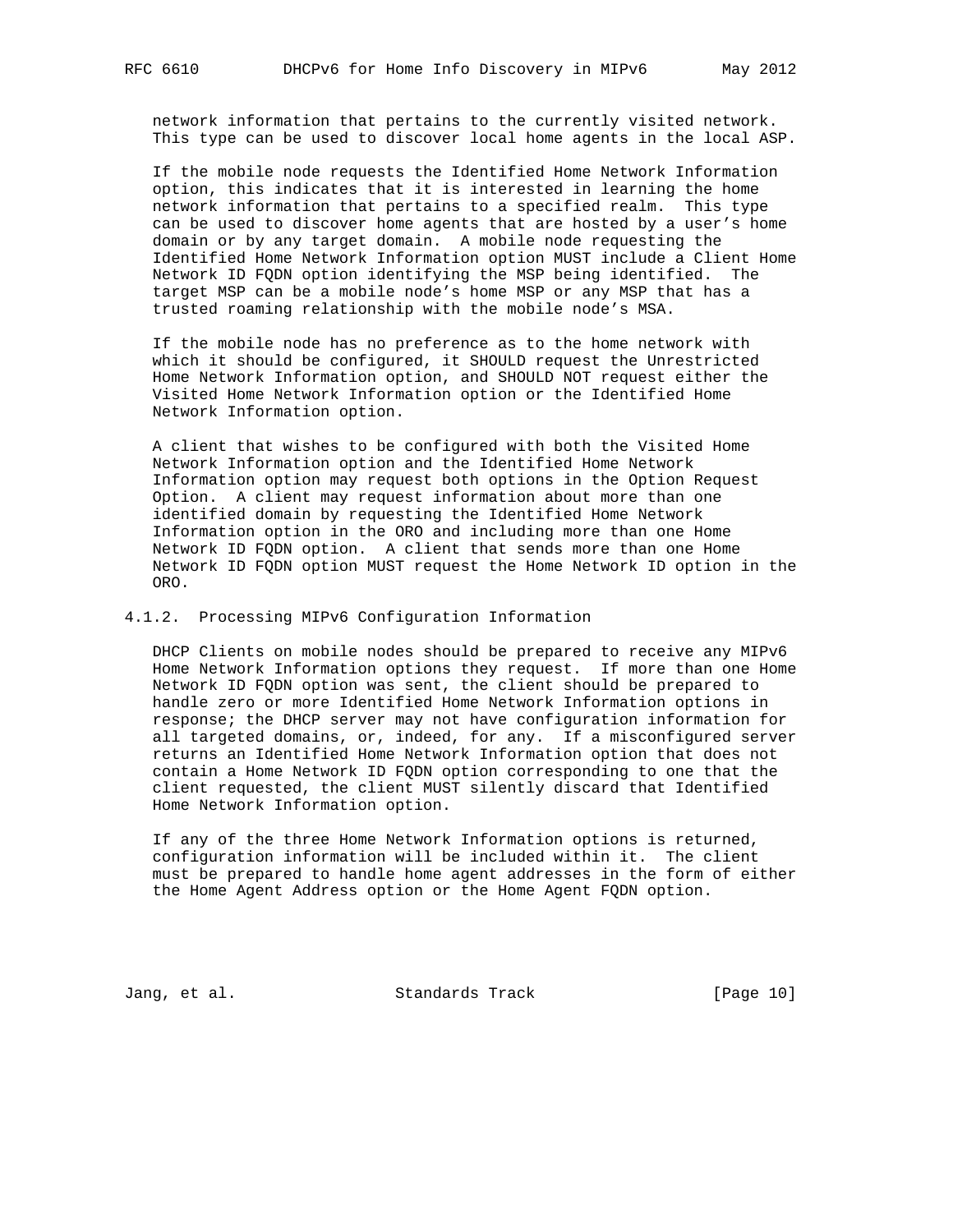network information that pertains to the currently visited network. This type can be used to discover local home agents in the local ASP.

If the mobile node requests the Identified Home Network Information option, this indicates that it is interested in learning the home network information that pertains to a specified realm. This type can be used to discover home agents that are hosted by a user's home domain or by any target domain. A mobile node requesting the Identified Home Network Information option MUST include a Client Home Network ID FQDN option identifying the MSP being identified. The target MSP can be a mobile node's home MSP or any MSP that has a trusted roaming relationship with the mobile node's MSA.

If the mobile node has no preference as to the home network with which it should be configured, it SHOULD request the Unrestricted Home Network Information option, and SHOULD NOT request either the Visited Home Network Information option or the Identified Home Network Information option.

A client that wishes to be configured with both the Visited Home Network Information option and the Identified Home Network Information option may request both options in the Option Request Option. A client may request information about more than one identified domain by requesting the Identified Home Network Information option in the ORO and including more than one Home Network ID FQDN option. A client that sends more than one Home Network ID FQDN option MUST request the Home Network ID option in the ORO.

### 4.1.2. Processing MIPv6 Configuration Information

DHCP Clients on mobile nodes should be prepared to receive any MIPv6 Home Network Information options they request. If more than one Home Network ID FQDN option was sent, the client should be prepared to handle zero or more Identified Home Network Information options in response; the DHCP server may not have configuration information for all targeted domains, or, indeed, for any. If a misconfigured server returns an Identified Home Network Information option that does not contain a Home Network ID FQDN option corresponding to one that the client requested, the client MUST silently discard that Identified Home Network Information option.

If any of the three Home Network Information options is returned, configuration information will be included within it. The client must be prepared to handle home agent addresses in the form of either the Home Agent Address option or the Home Agent FQDN option.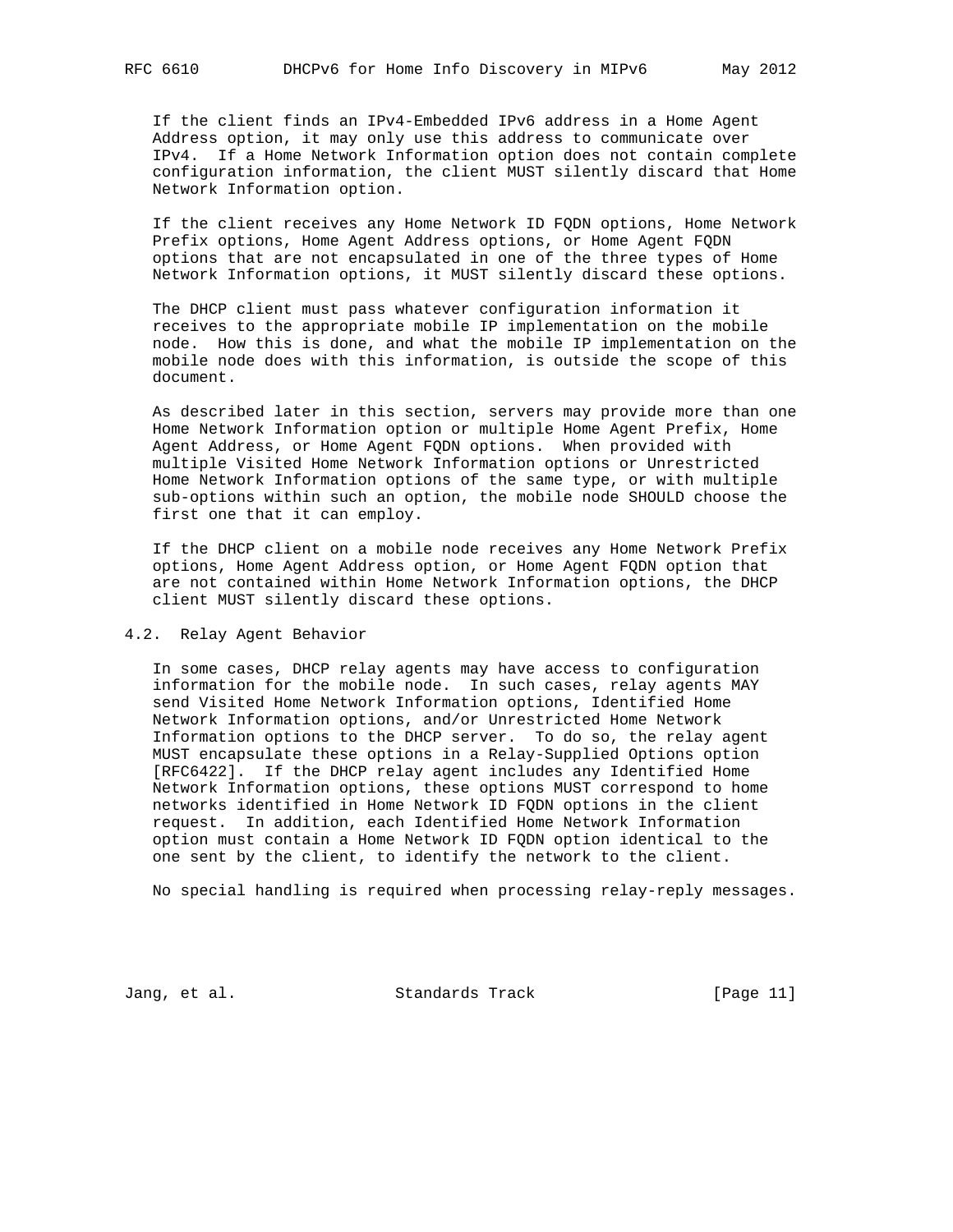If the client finds an IPv4-Embedded IPv6 address in a Home Agent Address option, it may only use this address to communicate over IPv4. If a Home Network Information option does not contain complete configuration information, the client MUST silently discard that Home Network Information option.

If the client receives any Home Network ID FQDN options, Home Network Prefix options, Home Agent Address options, or Home Agent FQDN options that are not encapsulated in one of the three types of Home Network Information options, it MUST silently discard these options.

The DHCP client must pass whatever configuration information it receives to the appropriate mobile IP implementation on the mobile node. How this is done, and what the mobile IP implementation on the mobile node does with this information, is outside the scope of this document.

As described later in this section, servers may provide more than one Home Network Information option or multiple Home Agent Prefix, Home Agent Address, or Home Agent FQDN options. When provided with multiple Visited Home Network Information options or Unrestricted Home Network Information options of the same type, or with multiple sub-options within such an option, the mobile node SHOULD choose the first one that it can employ.

If the DHCP client on a mobile node receives any Home Network Prefix options, Home Agent Address option, or Home Agent FQDN option that are not contained within Home Network Information options, the DHCP client MUST silently discard these options.

## 4.2. Relay Agent Behavior

In some cases, DHCP relay agents may have access to configuration information for the mobile node. In such cases, relay agents MAY send Visited Home Network Information options, Identified Home Network Information options, and/or Unrestricted Home Network Information options to the DHCP server. To do so, the relay agent MUST encapsulate these options in a Relay-Supplied Options option [RFC6422]. If the DHCP relay agent includes any Identified Home Network Information options, these options MUST correspond to home networks identified in Home Network ID FQDN options in the client request. In addition, each Identified Home Network Information option must contain a Home Network ID FQDN option identical to the one sent by the client, to identify the network to the client.

No special handling is required when processing relay-reply messages.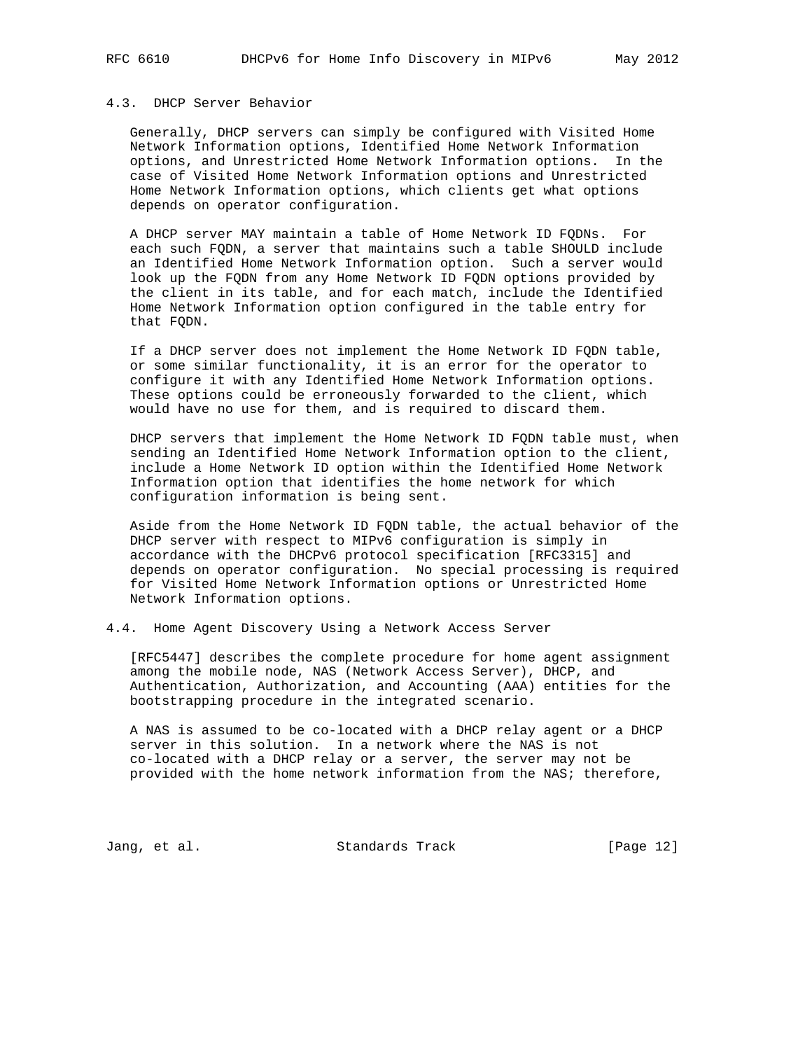### 4.3. DHCP Server Behavior

Generally, DHCP servers can simply be configured with Visited Home Network Information options, Identified Home Network Information options, and Unrestricted Home Network Information options. In the case of Visited Home Network Information options and Unrestricted Home Network Information options, which clients get what options depends on operator configuration.

A DHCP server MAY maintain a table of Home Network ID FQDNs. For each such FQDN, a server that maintains such a table SHOULD include an Identified Home Network Information option. Such a server would look up the FQDN from any Home Network ID FQDN options provided by the client in its table, and for each match, include the Identified Home Network Information option configured in the table entry for that FQDN.

If a DHCP server does not implement the Home Network ID FQDN table, or some similar functionality, it is an error for the operator to configure it with any Identified Home Network Information options. These options could be erroneously forwarded to the client, which would have no use for them, and is required to discard them.

DHCP servers that implement the Home Network ID FQDN table must, when sending an Identified Home Network Information option to the client, include a Home Network ID option within the Identified Home Network Information option that identifies the home network for which configuration information is being sent.

Aside from the Home Network ID FQDN table, the actual behavior of the DHCP server with respect to MIPv6 configuration is simply in accordance with the DHCPv6 protocol specification [RFC3315] and depends on operator configuration. No special processing is required for Visited Home Network Information options or Unrestricted Home Network Information options.

### 4.4. Home Agent Discovery Using a Network Access Server

[RFC5447] describes the complete procedure for home agent assignment among the mobile node, NAS (Network Access Server), DHCP, and Authentication, Authorization, and Accounting (AAA) entities for the bootstrapping procedure in the integrated scenario.

A NAS is assumed to be co-located with a DHCP relay agent or a DHCP server in this solution. In a network where the NAS is not co-located with a DHCP relay or a server, the server may not be provided with the home network information from the NAS; therefore,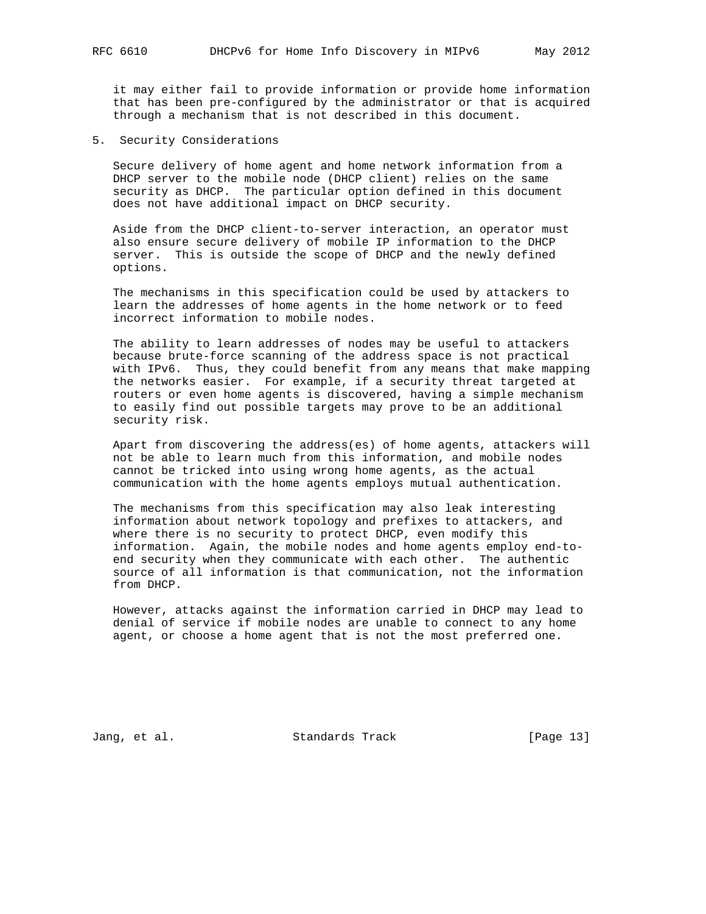it may either fail to provide information or provide home information that has been pre-configured by the administrator or that is acquired through a mechanism that is not described in this document.

## 5. Security Considerations

Secure delivery of home agent and home network information from a DHCP server to the mobile node (DHCP client) relies on the same security as DHCP. The particular option defined in this document does not have additional impact on DHCP security.

Aside from the DHCP client-to-server interaction, an operator must also ensure secure delivery of mobile IP information to the DHCP server. This is outside the scope of DHCP and the newly defined options.

The mechanisms in this specification could be used by attackers to learn the addresses of home agents in the home network or to feed incorrect information to mobile nodes.

The ability to learn addresses of nodes may be useful to attackers because brute-force scanning of the address space is not practical with IPv6. Thus, they could benefit from any means that make mapping the networks easier. For example, if a security threat targeted at routers or even home agents is discovered, having a simple mechanism to easily find out possible targets may prove to be an additional security risk.

Apart from discovering the address(es) of home agents, attackers will not be able to learn much from this information, and mobile nodes cannot be tricked into using wrong home agents, as the actual communication with the home agents employs mutual authentication.

The mechanisms from this specification may also leak interesting information about network topology and prefixes to attackers, and where there is no security to protect DHCP, even modify this information. Again, the mobile nodes and home agents employ end-to-end security when they communicate with each other. The authentic source of all information is that communication, not the information from DHCP.

However, attacks against the information carried in DHCP may lead to denial of service if mobile nodes are unable to connect to any home agent, or choose a home agent that is not the most preferred one.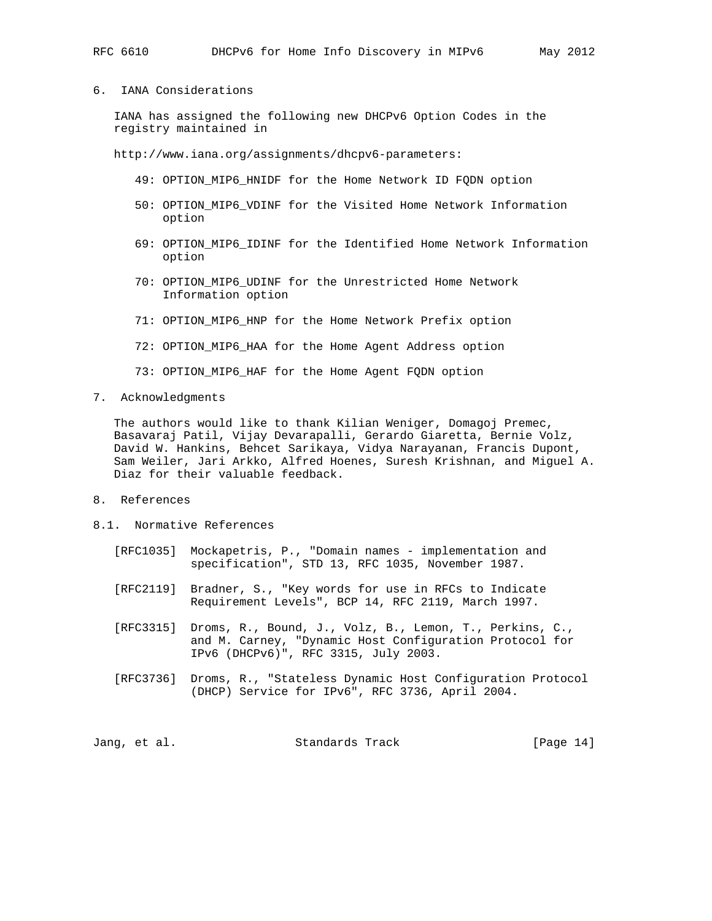## 6. IANA Considerations

IANA has assigned the following new DHCPv6 Option Codes in the registry maintained in

http://www.iana.org/assignments/dhcpv6-parameters:

- 49: OPTION_MIP6_HNIDF for the Home Network ID FQDN option
- 50: OPTION_MIP6_VDINF for the Visited Home Network Information option
- 69: OPTION_MIP6_IDINF for the Identified Home Network Information option
- 70: OPTION_MIP6_UDINF for the Unrestricted Home Network Information option
- 71: OPTION_MIP6_HNP for the Home Network Prefix option
- 72: OPTION_MIP6_HAA for the Home Agent Address option
- 73: OPTION_MIP6_HAF for the Home Agent FQDN option

## 7. Acknowledgments

The authors would like to thank Kilian Weniger, Domagoj Premec, Basavaraj Patil, Vijay Devarapalli, Gerardo Giaretta, Bernie Volz, David W. Hankins, Behcet Sarikaya, Vidya Narayanan, Francis Dupont, Sam Weiler, Jari Arkko, Alfred Hoenes, Suresh Krishnan, and Miguel A. Diaz for their valuable feedback.

## 8. References

### 8.1. Normative References

[RFC1035] Mockapetris, P., "Domain names - implementation and specification", STD 13, RFC 1035, November 1987.

[RFC2119] Bradner, S., "Key words for use in RFCs to Indicate Requirement Levels", BCP 14, RFC 2119, March 1997.

[RFC3315] Droms, R., Bound, J., Volz, B., Lemon, T., Perkins, C., and M. Carney, "Dynamic Host Configuration Protocol for IPv6 (DHCPv6)", RFC 3315, July 2003.

[RFC3736] Droms, R., "Stateless Dynamic Host Configuration Protocol (DHCP) Service for IPv6", RFC 3736, April 2004.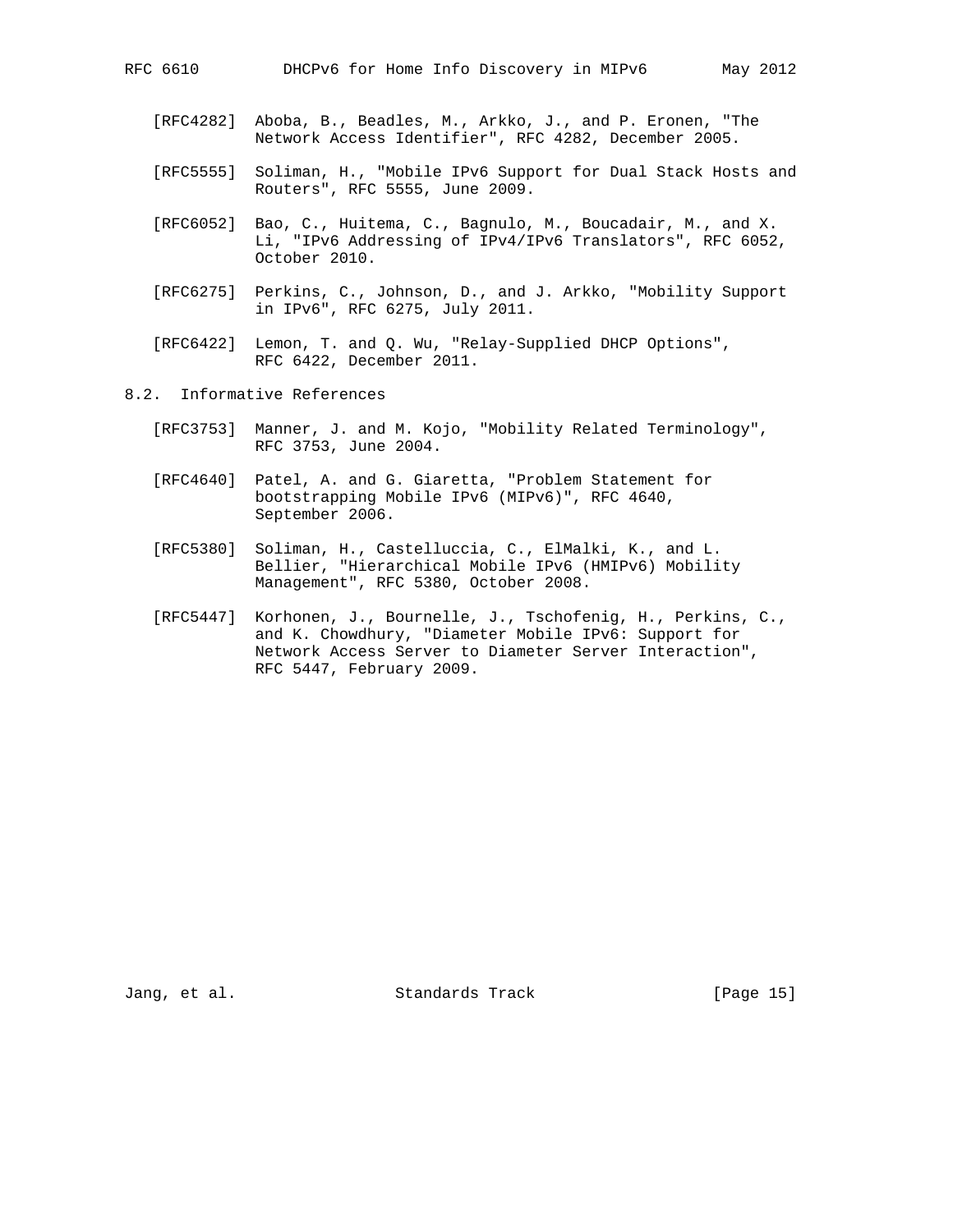[RFC4282] Aboba, B., Beadles, M., Arkko, J., and P. Eronen, "The Network Access Identifier", RFC 4282, December 2005.

[RFC5555] Soliman, H., "Mobile IPv6 Support for Dual Stack Hosts and Routers", RFC 5555, June 2009.

[RFC6052] Bao, C., Huitema, C., Bagnulo, M., Boucadair, M., and X. Li, "IPv6 Addressing of IPv4/IPv6 Translators", RFC 6052, October 2010.

[RFC6275] Perkins, C., Johnson, D., and J. Arkko, "Mobility Support in IPv6", RFC 6275, July 2011.

[RFC6422] Lemon, T. and Q. Wu, "Relay-Supplied DHCP Options", RFC 6422, December 2011.

### 8.2. Informative References

[RFC3753] Manner, J. and M. Kojo, "Mobility Related Terminology", RFC 3753, June 2004.

[RFC4640] Patel, A. and G. Giaretta, "Problem Statement for bootstrapping Mobile IPv6 (MIPv6)", RFC 4640, September 2006.

[RFC5380] Soliman, H., Castelluccia, C., ElMalki, K., and L. Bellier, "Hierarchical Mobile IPv6 (HMIPv6) Mobility Management", RFC 5380, October 2008.

[RFC5447] Korhonen, J., Bournelle, J., Tschofenig, H., Perkins, C., and K. Chowdhury, "Diameter Mobile IPv6: Support for Network Access Server to Diameter Server Interaction", RFC 5447, February 2009.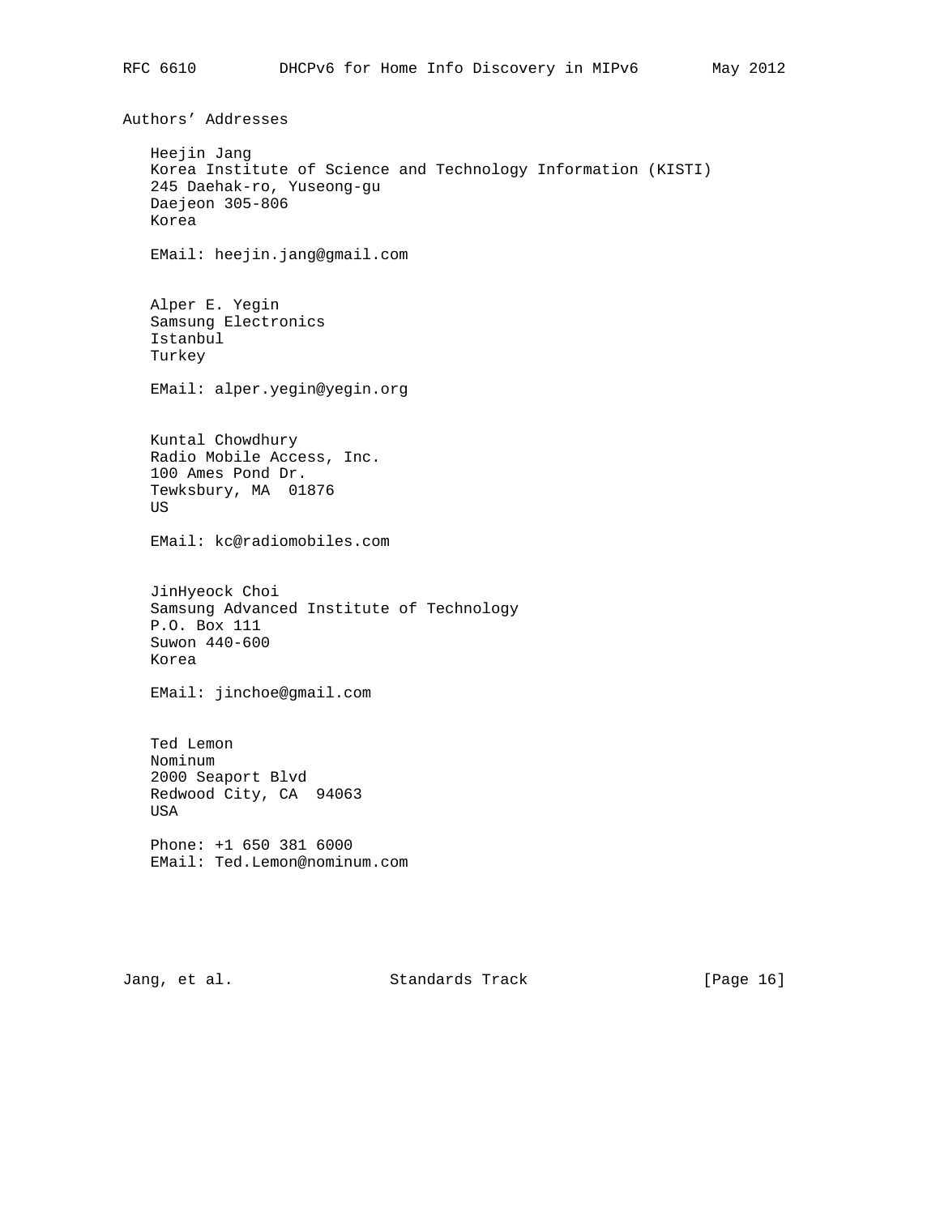## Authors' Addresses

Heejin Jang
Korea Institute of Science and Technology Information (KISTI)
245 Daehak-ro, Yuseong-gu
Daejeon 305-806
Korea

EMail: heejin.jang@gmail.com

Alper E. Yegin
Samsung Electronics
Istanbul
Turkey

EMail: alper.yegin@yegin.org

Kuntal Chowdhury
Radio Mobile Access, Inc.
100 Ames Pond Dr.
Tewksbury, MA  01876
US

EMail: kc@radiomobiles.com

JinHyeock Choi
Samsung Advanced Institute of Technology
P.O. Box 111
Suwon 440-600
Korea

EMail: jinchoe@gmail.com

Ted Lemon
Nominum
2000 Seaport Blvd
Redwood City, CA  94063
USA

Phone: +1 650 381 6000
EMail: Ted.Lemon@nominum.com